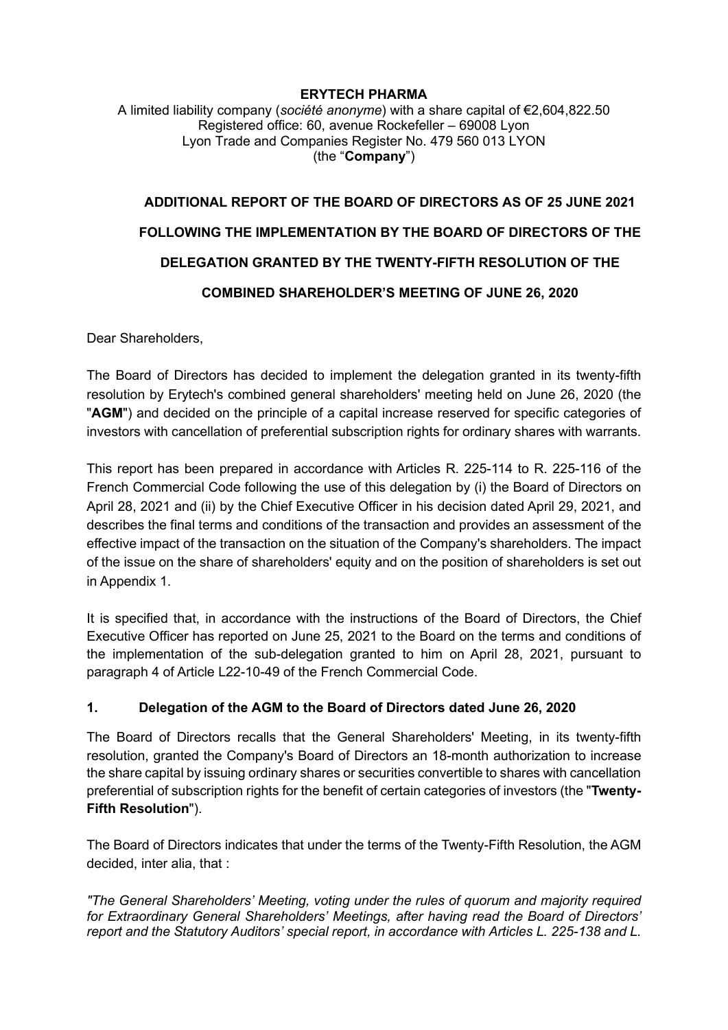**ERYTECH PHARMA**

A limited liability company (*société anonyme*) with a share capital of €2,604,822.50
Registered office: 60, avenue Rockefeller – 69008 Lyon
Lyon Trade and Companies Register No. 479 560 013 LYON
(the "**Company**")

# ADDITIONAL REPORT OF THE BOARD OF DIRECTORS AS OF 25 JUNE 2021 FOLLOWING THE IMPLEMENTATION BY THE BOARD OF DIRECTORS OF THE DELEGATION GRANTED BY THE TWENTY-FIFTH RESOLUTION OF THE COMBINED SHAREHOLDER'S MEETING OF JUNE 26, 2020

Dear Shareholders,

The Board of Directors has decided to implement the delegation granted in its twenty-fifth resolution by Erytech's combined general shareholders' meeting held on June 26, 2020 (the "**AGM**") and decided on the principle of a capital increase reserved for specific categories of investors with cancellation of preferential subscription rights for ordinary shares with warrants.

This report has been prepared in accordance with Articles R. 225-114 to R. 225-116 of the French Commercial Code following the use of this delegation by (i) the Board of Directors on April 28, 2021 and (ii) by the Chief Executive Officer in his decision dated April 29, 2021, and describes the final terms and conditions of the transaction and provides an assessment of the effective impact of the transaction on the situation of the Company's shareholders. The impact of the issue on the share of shareholders' equity and on the position of shareholders is set out in Appendix 1.

It is specified that, in accordance with the instructions of the Board of Directors, the Chief Executive Officer has reported on June 25, 2021 to the Board on the terms and conditions of the implementation of the sub-delegation granted to him on April 28, 2021, pursuant to paragraph 4 of Article L22-10-49 of the French Commercial Code.

## 1. Delegation of the AGM to the Board of Directors dated June 26, 2020

The Board of Directors recalls that the General Shareholders' Meeting, in its twenty-fifth resolution, granted the Company's Board of Directors an 18-month authorization to increase the share capital by issuing ordinary shares or securities convertible to shares with cancellation preferential of subscription rights for the benefit of certain categories of investors (the "**Twenty-Fifth Resolution**").

The Board of Directors indicates that under the terms of the Twenty-Fifth Resolution, the AGM decided, inter alia, that :

*"The General Shareholders' Meeting, voting under the rules of quorum and majority required for Extraordinary General Shareholders' Meetings, after having read the Board of Directors' report and the Statutory Auditors' special report, in accordance with Articles L. 225-138 and L.*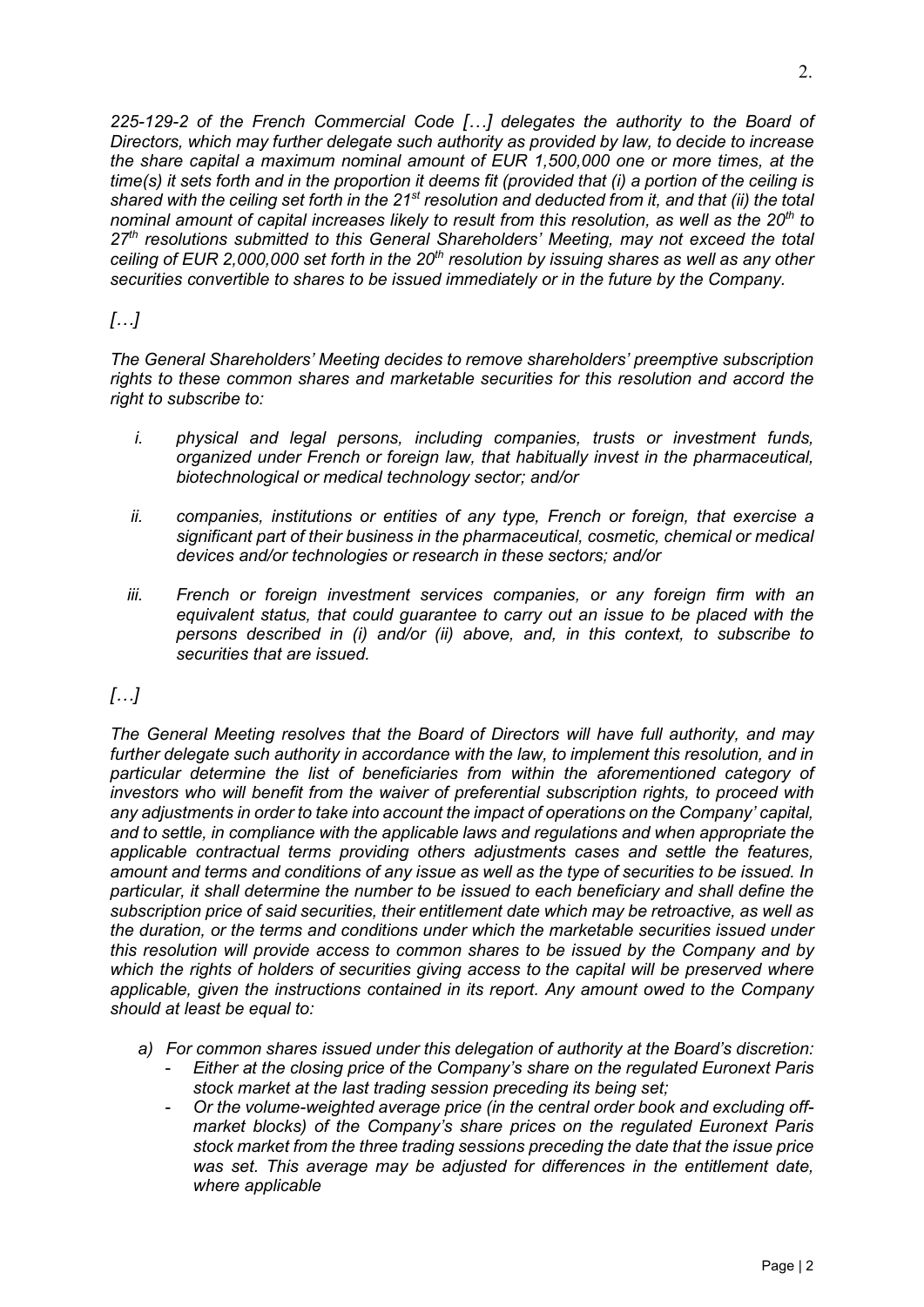*225-129-2 of the French Commercial Code […] delegates the authority to the Board of Directors, which may further delegate such authority as provided by law, to decide to increase the share capital a maximum nominal amount of EUR 1,500,000 one or more times, at the time(s) it sets forth and in the proportion it deems fit (provided that (i) a portion of the ceiling is shared with the ceiling set forth in the 21st resolution and deducted from it, and that (ii) the total nominal amount of capital increases likely to result from this resolution, as well as the 20th to 27th resolutions submitted to this General Shareholders' Meeting, may not exceed the total ceiling of EUR 2,000,000 set forth in the 20th resolution by issuing shares as well as any other securities convertible to shares to be issued immediately or in the future by the Company.*

*[…]*

*The General Shareholders' Meeting decides to remove shareholders' preemptive subscription rights to these common shares and marketable securities for this resolution and accord the right to subscribe to:*

- *i. physical and legal persons, including companies, trusts or investment funds, organized under French or foreign law, that habitually invest in the pharmaceutical, biotechnological or medical technology sector; and/or*
- *ii. companies, institutions or entities of any type, French or foreign, that exercise a significant part of their business in the pharmaceutical, cosmetic, chemical or medical devices and/or technologies or research in these sectors; and/or*
- *iii. French or foreign investment services companies, or any foreign firm with an equivalent status, that could guarantee to carry out an issue to be placed with the persons described in (i) and/or (ii) above, and, in this context, to subscribe to securities that are issued.*

*[…]*

*The General Meeting resolves that the Board of Directors will have full authority, and may further delegate such authority in accordance with the law, to implement this resolution, and in particular determine the list of beneficiaries from within the aforementioned category of investors who will benefit from the waiver of preferential subscription rights, to proceed with any adjustments in order to take into account the impact of operations on the Company' capital, and to settle, in compliance with the applicable laws and regulations and when appropriate the applicable contractual terms providing others adjustments cases and settle the features, amount and terms and conditions of any issue as well as the type of securities to be issued. In particular, it shall determine the number to be issued to each beneficiary and shall define the subscription price of said securities, their entitlement date which may be retroactive, as well as the duration, or the terms and conditions under which the marketable securities issued under this resolution will provide access to common shares to be issued by the Company and by which the rights of holders of securities giving access to the capital will be preserved where applicable, given the instructions contained in its report. Any amount owed to the Company should at least be equal to:*

- *a) For common shares issued under this delegation of authority at the Board's discretion:*
  - *Either at the closing price of the Company's share on the regulated Euronext Paris stock market at the last trading session preceding its being set;*
  - *Or the volume-weighted average price (in the central order book and excluding off-market blocks) of the Company's share prices on the regulated Euronext Paris stock market from the three trading sessions preceding the date that the issue price was set. This average may be adjusted for differences in the entitlement date, where applicable*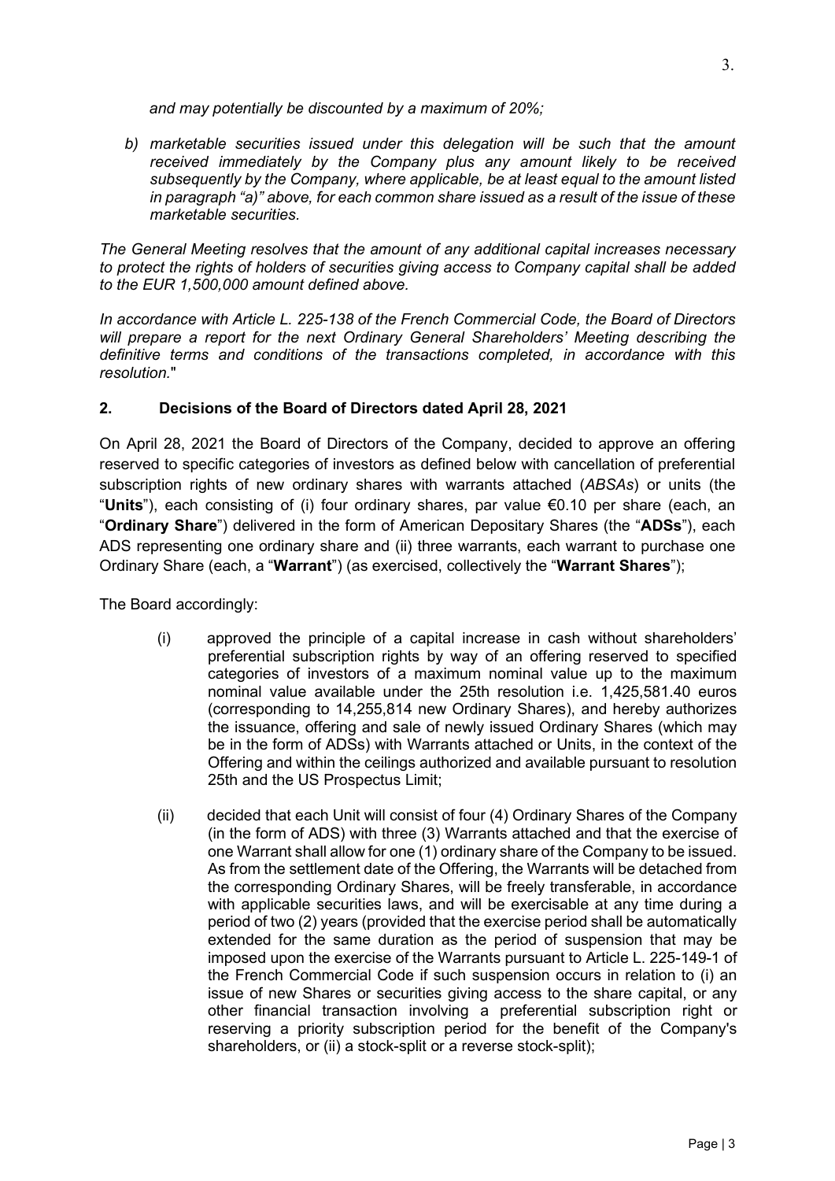*and may potentially be discounted by a maximum of 20%;*

*b) marketable securities issued under this delegation will be such that the amount received immediately by the Company plus any amount likely to be received subsequently by the Company, where applicable, be at least equal to the amount listed in paragraph "a)" above, for each common share issued as a result of the issue of these marketable securities.*

*The General Meeting resolves that the amount of any additional capital increases necessary to protect the rights of holders of securities giving access to Company capital shall be added to the EUR 1,500,000 amount defined above.*

*In accordance with Article L. 225-138 of the French Commercial Code, the Board of Directors will prepare a report for the next Ordinary General Shareholders' Meeting describing the definitive terms and conditions of the transactions completed, in accordance with this resolution.*"

## 2. Decisions of the Board of Directors dated April 28, 2021

On April 28, 2021 the Board of Directors of the Company, decided to approve an offering reserved to specific categories of investors as defined below with cancellation of preferential subscription rights of new ordinary shares with warrants attached (*ABSAs*) or units (the "**Units**"), each consisting of (i) four ordinary shares, par value €0.10 per share (each, an "**Ordinary Share**") delivered in the form of American Depositary Shares (the "**ADSs**"), each ADS representing one ordinary share and (ii) three warrants, each warrant to purchase one Ordinary Share (each, a "**Warrant**") (as exercised, collectively the "**Warrant Shares**");

The Board accordingly:

(i) approved the principle of a capital increase in cash without shareholders' preferential subscription rights by way of an offering reserved to specified categories of investors of a maximum nominal value up to the maximum nominal value available under the 25th resolution i.e. 1,425,581.40 euros (corresponding to 14,255,814 new Ordinary Shares), and hereby authorizes the issuance, offering and sale of newly issued Ordinary Shares (which may be in the form of ADSs) with Warrants attached or Units, in the context of the Offering and within the ceilings authorized and available pursuant to resolution 25th and the US Prospectus Limit;

(ii) decided that each Unit will consist of four (4) Ordinary Shares of the Company (in the form of ADS) with three (3) Warrants attached and that the exercise of one Warrant shall allow for one (1) ordinary share of the Company to be issued. As from the settlement date of the Offering, the Warrants will be detached from the corresponding Ordinary Shares, will be freely transferable, in accordance with applicable securities laws, and will be exercisable at any time during a period of two (2) years (provided that the exercise period shall be automatically extended for the same duration as the period of suspension that may be imposed upon the exercise of the Warrants pursuant to Article L. 225-149-1 of the French Commercial Code if such suspension occurs in relation to (i) an issue of new Shares or securities giving access to the share capital, or any other financial transaction involving a preferential subscription right or reserving a priority subscription period for the benefit of the Company's shareholders, or (ii) a stock-split or a reverse stock-split);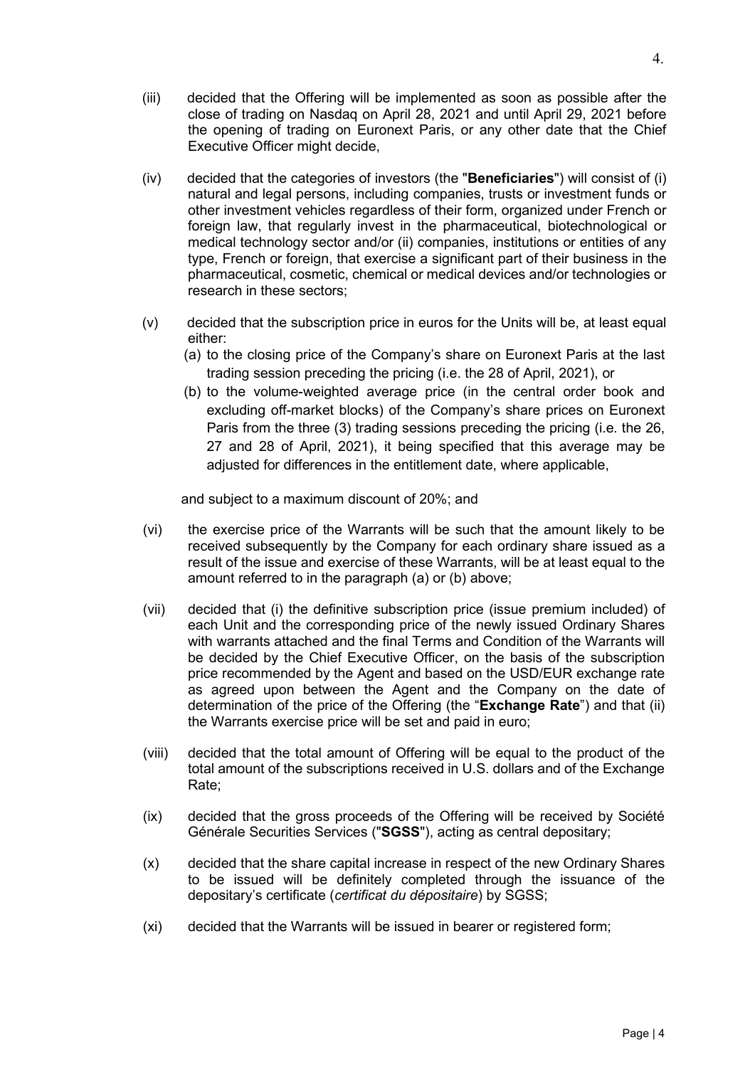(iii) decided that the Offering will be implemented as soon as possible after the close of trading on Nasdaq on April 28, 2021 and until April 29, 2021 before the opening of trading on Euronext Paris, or any other date that the Chief Executive Officer might decide,

(iv) decided that the categories of investors (the "**Beneficiaries**") will consist of (i) natural and legal persons, including companies, trusts or investment funds or other investment vehicles regardless of their form, organized under French or foreign law, that regularly invest in the pharmaceutical, biotechnological or medical technology sector and/or (ii) companies, institutions or entities of any type, French or foreign, that exercise a significant part of their business in the pharmaceutical, cosmetic, chemical or medical devices and/or technologies or research in these sectors;

(v) decided that the subscription price in euros for the Units will be, at least equal either:

(a) to the closing price of the Company's share on Euronext Paris at the last trading session preceding the pricing (i.e. the 28 of April, 2021), or

(b) to the volume-weighted average price (in the central order book and excluding off-market blocks) of the Company's share prices on Euronext Paris from the three (3) trading sessions preceding the pricing (i.e. the 26, 27 and 28 of April, 2021), it being specified that this average may be adjusted for differences in the entitlement date, where applicable,

and subject to a maximum discount of 20%; and

(vi) the exercise price of the Warrants will be such that the amount likely to be received subsequently by the Company for each ordinary share issued as a result of the issue and exercise of these Warrants, will be at least equal to the amount referred to in the paragraph (a) or (b) above;

(vii) decided that (i) the definitive subscription price (issue premium included) of each Unit and the corresponding price of the newly issued Ordinary Shares with warrants attached and the final Terms and Condition of the Warrants will be decided by the Chief Executive Officer, on the basis of the subscription price recommended by the Agent and based on the USD/EUR exchange rate as agreed upon between the Agent and the Company on the date of determination of the price of the Offering (the "**Exchange Rate**") and that (ii) the Warrants exercise price will be set and paid in euro;

(viii) decided that the total amount of Offering will be equal to the product of the total amount of the subscriptions received in U.S. dollars and of the Exchange Rate;

(ix) decided that the gross proceeds of the Offering will be received by Société Générale Securities Services ("**SGSS**"), acting as central depositary;

(x) decided that the share capital increase in respect of the new Ordinary Shares to be issued will be definitely completed through the issuance of the depositary's certificate (*certificat du dépositaire*) by SGSS;

(xi) decided that the Warrants will be issued in bearer or registered form;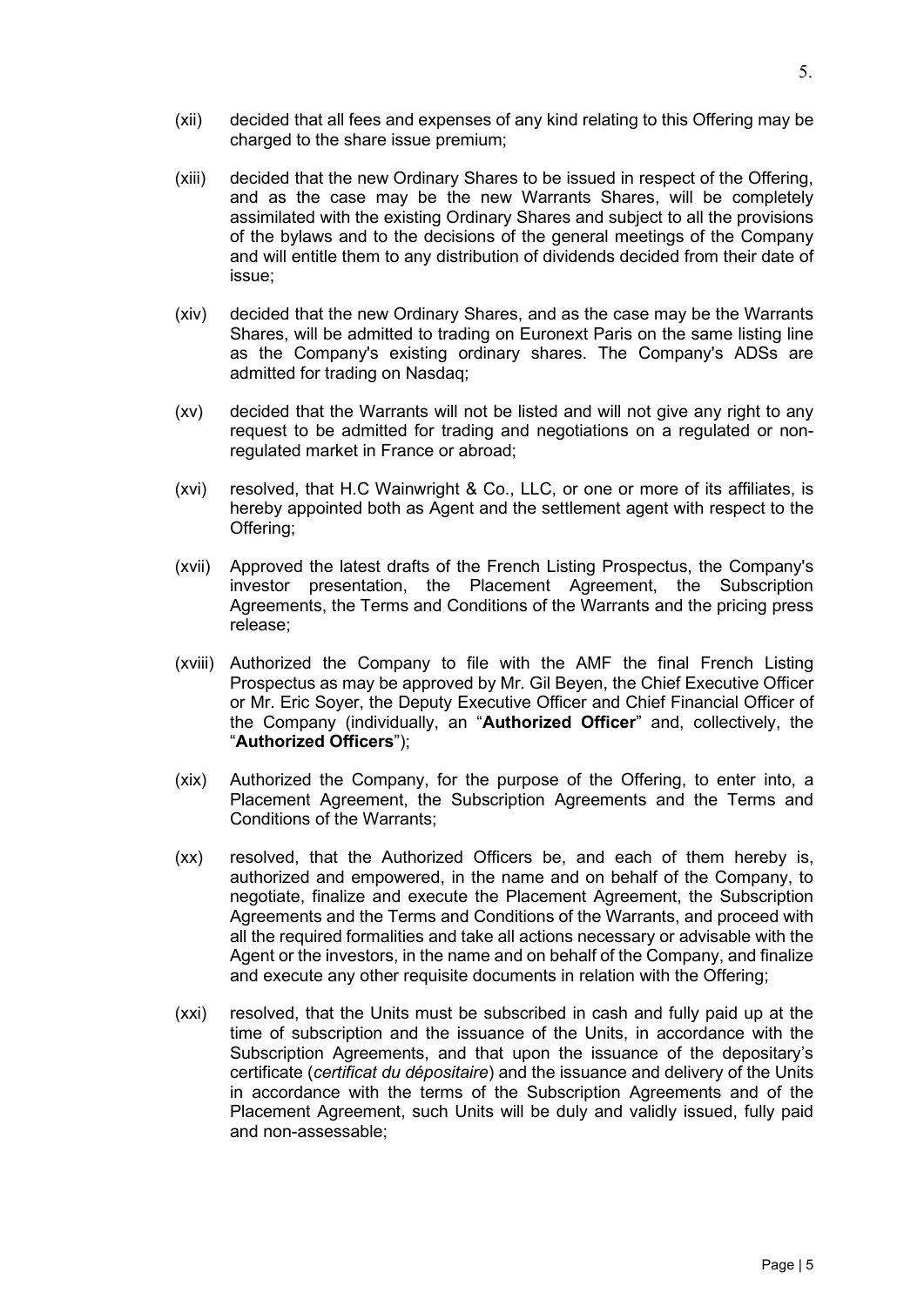(xii) decided that all fees and expenses of any kind relating to this Offering may be charged to the share issue premium;

(xiii) decided that the new Ordinary Shares to be issued in respect of the Offering, and as the case may be the new Warrants Shares, will be completely assimilated with the existing Ordinary Shares and subject to all the provisions of the bylaws and to the decisions of the general meetings of the Company and will entitle them to any distribution of dividends decided from their date of issue;

(xiv) decided that the new Ordinary Shares, and as the case may be the Warrants Shares, will be admitted to trading on Euronext Paris on the same listing line as the Company's existing ordinary shares. The Company's ADSs are admitted for trading on Nasdaq;

(xv) decided that the Warrants will not be listed and will not give any right to any request to be admitted for trading and negotiations on a regulated or non-regulated market in France or abroad;

(xvi) resolved, that H.C Wainwright & Co., LLC, or one or more of its affiliates, is hereby appointed both as Agent and the settlement agent with respect to the Offering;

(xvii) Approved the latest drafts of the French Listing Prospectus, the Company's investor presentation, the Placement Agreement, the Subscription Agreements, the Terms and Conditions of the Warrants and the pricing press release;

(xviii) Authorized the Company to file with the AMF the final French Listing Prospectus as may be approved by Mr. Gil Beyen, the Chief Executive Officer or Mr. Eric Soyer, the Deputy Executive Officer and Chief Financial Officer of the Company (individually, an "**Authorized Officer**" and, collectively, the "**Authorized Officers**");

(xix) Authorized the Company, for the purpose of the Offering, to enter into, a Placement Agreement, the Subscription Agreements and the Terms and Conditions of the Warrants;

(xx) resolved, that the Authorized Officers be, and each of them hereby is, authorized and empowered, in the name and on behalf of the Company, to negotiate, finalize and execute the Placement Agreement, the Subscription Agreements and the Terms and Conditions of the Warrants, and proceed with all the required formalities and take all actions necessary or advisable with the Agent or the investors, in the name and on behalf of the Company, and finalize and execute any other requisite documents in relation with the Offering;

(xxi) resolved, that the Units must be subscribed in cash and fully paid up at the time of subscription and the issuance of the Units, in accordance with the Subscription Agreements, and that upon the issuance of the depositary's certificate (*certificat du dépositaire*) and the issuance and delivery of the Units in accordance with the terms of the Subscription Agreements and of the Placement Agreement, such Units will be duly and validly issued, fully paid and non-assessable;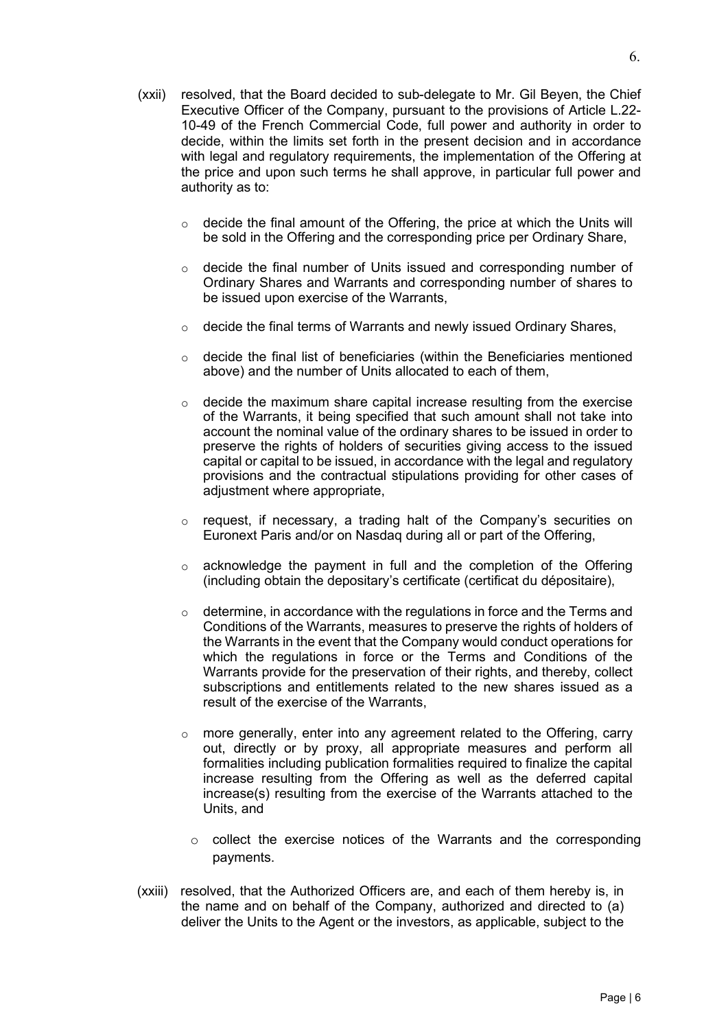(xxii) resolved, that the Board decided to sub-delegate to Mr. Gil Beyen, the Chief Executive Officer of the Company, pursuant to the provisions of Article L.22-10-49 of the French Commercial Code, full power and authority in order to decide, within the limits set forth in the present decision and in accordance with legal and regulatory requirements, the implementation of the Offering at the price and upon such terms he shall approve, in particular full power and authority as to:

- decide the final amount of the Offering, the price at which the Units will be sold in the Offering and the corresponding price per Ordinary Share,
- decide the final number of Units issued and corresponding number of Ordinary Shares and Warrants and corresponding number of shares to be issued upon exercise of the Warrants,
- decide the final terms of Warrants and newly issued Ordinary Shares,
- decide the final list of beneficiaries (within the Beneficiaries mentioned above) and the number of Units allocated to each of them,
- decide the maximum share capital increase resulting from the exercise of the Warrants, it being specified that such amount shall not take into account the nominal value of the ordinary shares to be issued in order to preserve the rights of holders of securities giving access to the issued capital or capital to be issued, in accordance with the legal and regulatory provisions and the contractual stipulations providing for other cases of adjustment where appropriate,
- request, if necessary, a trading halt of the Company's securities on Euronext Paris and/or on Nasdaq during all or part of the Offering,
- acknowledge the payment in full and the completion of the Offering (including obtain the depositary's certificate (certificat du dépositaire),
- determine, in accordance with the regulations in force and the Terms and Conditions of the Warrants, measures to preserve the rights of holders of the Warrants in the event that the Company would conduct operations for which the regulations in force or the Terms and Conditions of the Warrants provide for the preservation of their rights, and thereby, collect subscriptions and entitlements related to the new shares issued as a result of the exercise of the Warrants,
- more generally, enter into any agreement related to the Offering, carry out, directly or by proxy, all appropriate measures and perform all formalities including publication formalities required to finalize the capital increase resulting from the Offering as well as the deferred capital increase(s) resulting from the exercise of the Warrants attached to the Units, and
- collect the exercise notices of the Warrants and the corresponding payments.

(xxiii) resolved, that the Authorized Officers are, and each of them hereby is, in the name and on behalf of the Company, authorized and directed to (a) deliver the Units to the Agent or the investors, as applicable, subject to the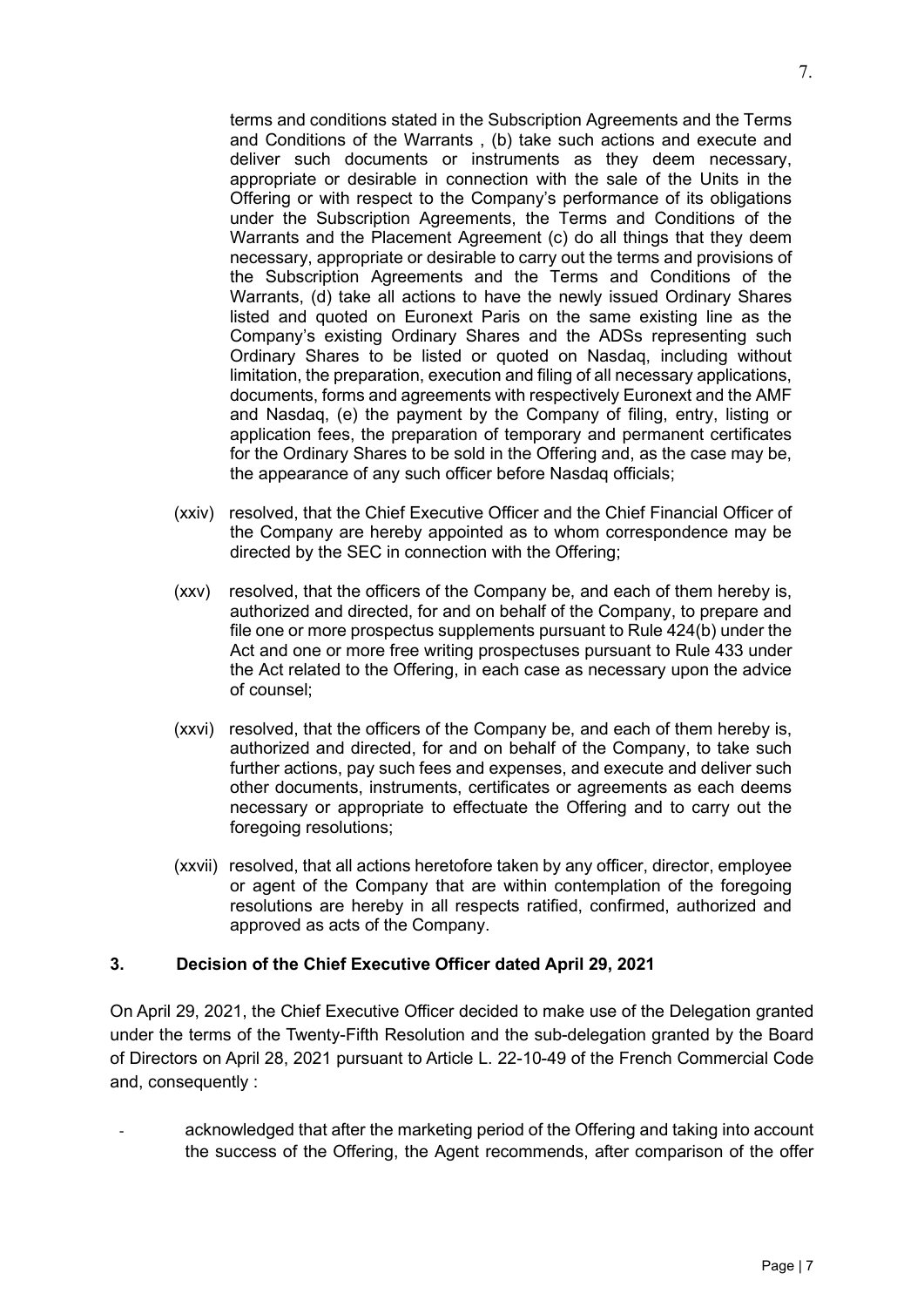terms and conditions stated in the Subscription Agreements and the Terms and Conditions of the Warrants , (b) take such actions and execute and deliver such documents or instruments as they deem necessary, appropriate or desirable in connection with the sale of the Units in the Offering or with respect to the Company's performance of its obligations under the Subscription Agreements, the Terms and Conditions of the Warrants and the Placement Agreement (c) do all things that they deem necessary, appropriate or desirable to carry out the terms and provisions of the Subscription Agreements and the Terms and Conditions of the Warrants, (d) take all actions to have the newly issued Ordinary Shares listed and quoted on Euronext Paris on the same existing line as the Company's existing Ordinary Shares and the ADSs representing such Ordinary Shares to be listed or quoted on Nasdaq, including without limitation, the preparation, execution and filing of all necessary applications, documents, forms and agreements with respectively Euronext and the AMF and Nasdaq, (e) the payment by the Company of filing, entry, listing or application fees, the preparation of temporary and permanent certificates for the Ordinary Shares to be sold in the Offering and, as the case may be, the appearance of any such officer before Nasdaq officials;

(xxiv) resolved, that the Chief Executive Officer and the Chief Financial Officer of the Company are hereby appointed as to whom correspondence may be directed by the SEC in connection with the Offering;

(xxv) resolved, that the officers of the Company be, and each of them hereby is, authorized and directed, for and on behalf of the Company, to prepare and file one or more prospectus supplements pursuant to Rule 424(b) under the Act and one or more free writing prospectuses pursuant to Rule 433 under the Act related to the Offering, in each case as necessary upon the advice of counsel;

(xxvi) resolved, that the officers of the Company be, and each of them hereby is, authorized and directed, for and on behalf of the Company, to take such further actions, pay such fees and expenses, and execute and deliver such other documents, instruments, certificates or agreements as each deems necessary or appropriate to effectuate the Offering and to carry out the foregoing resolutions;

(xxvii) resolved, that all actions heretofore taken by any officer, director, employee or agent of the Company that are within contemplation of the foregoing resolutions are hereby in all respects ratified, confirmed, authorized and approved as acts of the Company.

## 3. Decision of the Chief Executive Officer dated April 29, 2021

On April 29, 2021, the Chief Executive Officer decided to make use of the Delegation granted under the terms of the Twenty-Fifth Resolution and the sub-delegation granted by the Board of Directors on April 28, 2021 pursuant to Article L. 22-10-49 of the French Commercial Code and, consequently :

- acknowledged that after the marketing period of the Offering and taking into account the success of the Offering, the Agent recommends, after comparison of the offer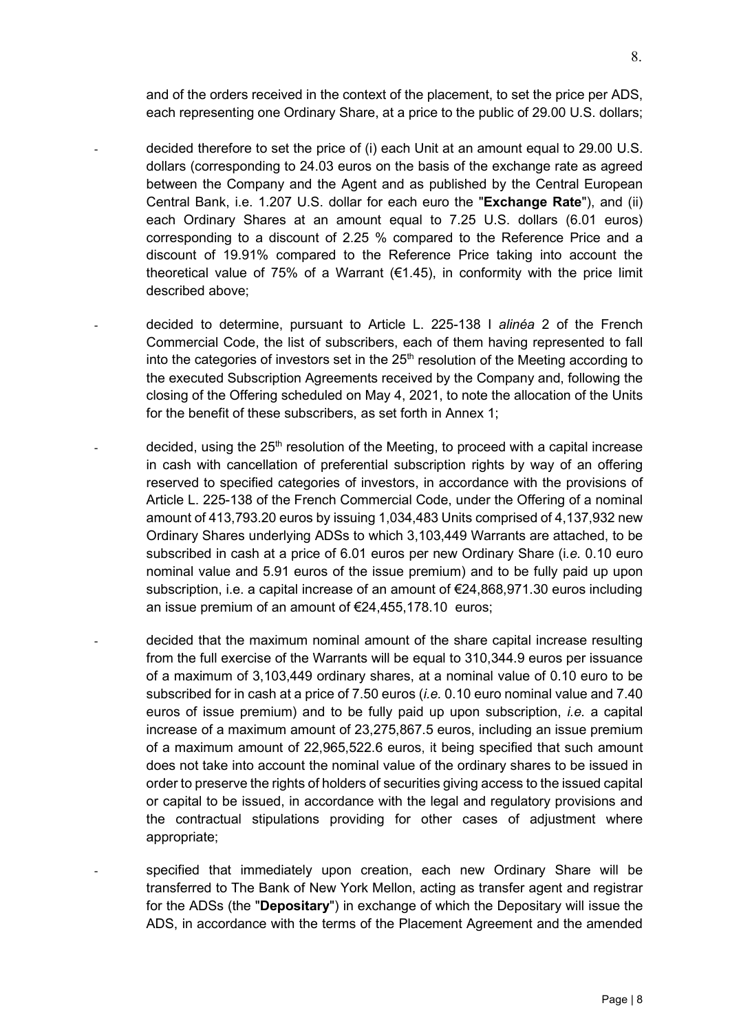and of the orders received in the context of the placement, to set the price per ADS, each representing one Ordinary Share, at a price to the public of 29.00 U.S. dollars;

- decided therefore to set the price of (i) each Unit at an amount equal to 29.00 U.S. dollars (corresponding to 24.03 euros on the basis of the exchange rate as agreed between the Company and the Agent and as published by the Central European Central Bank, i.e. 1.207 U.S. dollar for each euro the "**Exchange Rate**"), and (ii) each Ordinary Shares at an amount equal to 7.25 U.S. dollars (6.01 euros) corresponding to a discount of 2.25 % compared to the Reference Price and a discount of 19.91% compared to the Reference Price taking into account the theoretical value of 75% of a Warrant (€1.45), in conformity with the price limit described above;

- decided to determine, pursuant to Article L. 225-138 I *alinéa* 2 of the French Commercial Code, the list of subscribers, each of them having represented to fall into the categories of investors set in the 25th resolution of the Meeting according to the executed Subscription Agreements received by the Company and, following the closing of the Offering scheduled on May 4, 2021, to note the allocation of the Units for the benefit of these subscribers, as set forth in Annex 1;

- decided, using the 25th resolution of the Meeting, to proceed with a capital increase in cash with cancellation of preferential subscription rights by way of an offering reserved to specified categories of investors, in accordance with the provisions of Article L. 225-138 of the French Commercial Code, under the Offering of a nominal amount of 413,793.20 euros by issuing 1,034,483 Units comprised of 4,137,932 new Ordinary Shares underlying ADSs to which 3,103,449 Warrants are attached, to be subscribed in cash at a price of 6.01 euros per new Ordinary Share (i.*e.* 0.10 euro nominal value and 5.91 euros of the issue premium) and to be fully paid up upon subscription, i.e. a capital increase of an amount of €24,868,971.30 euros including an issue premium of an amount of €24,455,178.10 euros;

- decided that the maximum nominal amount of the share capital increase resulting from the full exercise of the Warrants will be equal to 310,344.9 euros per issuance of a maximum of 3,103,449 ordinary shares, at a nominal value of 0.10 euro to be subscribed for in cash at a price of 7.50 euros (*i.e.* 0.10 euro nominal value and 7.40 euros of issue premium) and to be fully paid up upon subscription, *i.e.* a capital increase of a maximum amount of 23,275,867.5 euros, including an issue premium of a maximum amount of 22,965,522.6 euros, it being specified that such amount does not take into account the nominal value of the ordinary shares to be issued in order to preserve the rights of holders of securities giving access to the issued capital or capital to be issued, in accordance with the legal and regulatory provisions and the contractual stipulations providing for other cases of adjustment where appropriate;

- specified that immediately upon creation, each new Ordinary Share will be transferred to The Bank of New York Mellon, acting as transfer agent and registrar for the ADSs (the "**Depositary**") in exchange of which the Depositary will issue the ADS, in accordance with the terms of the Placement Agreement and the amended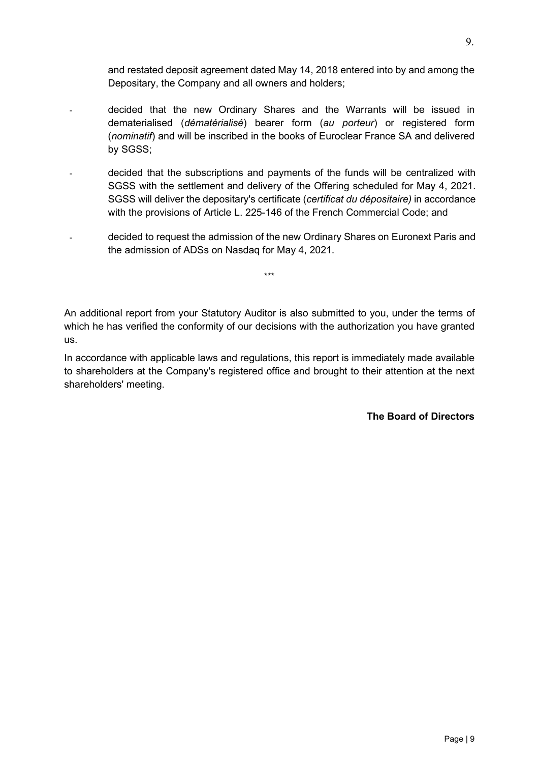and restated deposit agreement dated May 14, 2018 entered into by and among the Depositary, the Company and all owners and holders;

- decided that the new Ordinary Shares and the Warrants will be issued in dematerialised (*dématérialisé*) bearer form (*au porteur*) or registered form (*nominatif*) and will be inscribed in the books of Euroclear France SA and delivered by SGSS;
- decided that the subscriptions and payments of the funds will be centralized with SGSS with the settlement and delivery of the Offering scheduled for May 4, 2021. SGSS will deliver the depositary's certificate (*certificat du dépositaire)* in accordance with the provisions of Article L. 225-146 of the French Commercial Code; and
- decided to request the admission of the new Ordinary Shares on Euronext Paris and the admission of ADSs on Nasdaq for May 4, 2021.

***

An additional report from your Statutory Auditor is also submitted to you, under the terms of which he has verified the conformity of our decisions with the authorization you have granted us.

In accordance with applicable laws and regulations, this report is immediately made available to shareholders at the Company's registered office and brought to their attention at the next shareholders' meeting.

**The Board of Directors**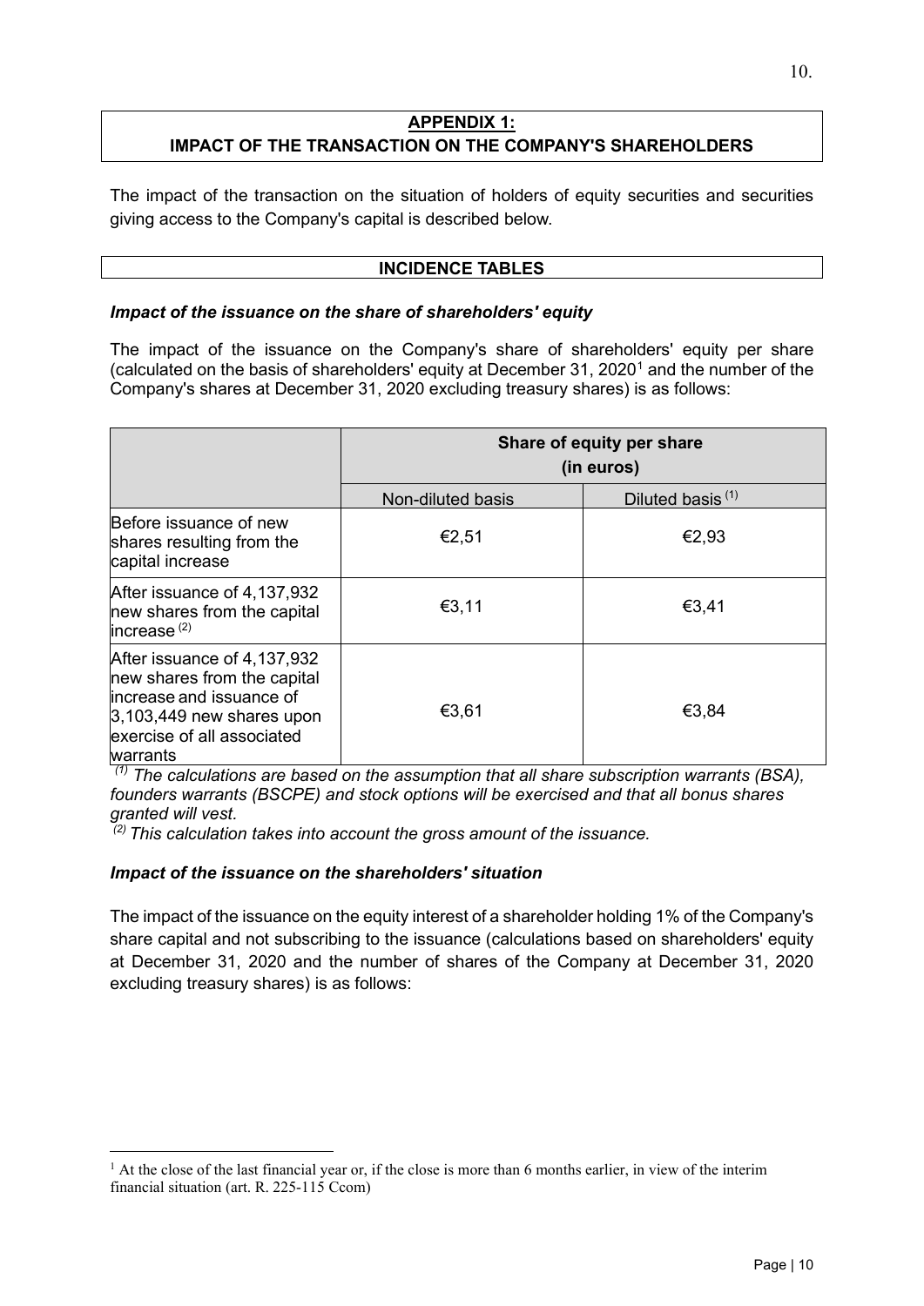## APPENDIX 1:
## IMPACT OF THE TRANSACTION ON THE COMPANY'S SHAREHOLDERS

The impact of the transaction on the situation of holders of equity securities and securities giving access to the Company's capital is described below.

### INCIDENCE TABLES

***Impact of the issuance on the share of shareholders' equity***

The impact of the issuance on the Company's share of shareholders' equity per share (calculated on the basis of shareholders' equity at December 31, 2020[1] and the number of the Company's shares at December 31, 2020 excluding treasury shares) is as follows:

| | **Share of equity per share (in euros)** | |
|---|---|---|
| | Non-diluted basis | Diluted basis [(1)] |
| Before issuance of new shares resulting from the capital increase | €2,51 | €2,93 |
| After issuance of 4,137,932 new shares from the capital increase [(2)] | €3,11 | €3,41 |
| After issuance of 4,137,932 new shares from the capital increase and issuance of 3,103,449 new shares upon exercise of all associated warrants | €3,61 | €3,84 |

*[(1)] The calculations are based on the assumption that all share subscription warrants (BSA), founders warrants (BSCPE) and stock options will be exercised and that all bonus shares granted will vest.*

*[(2)] This calculation takes into account the gross amount of the issuance.*

***Impact of the issuance on the shareholders' situation***

The impact of the issuance on the equity interest of a shareholder holding 1% of the Company's share capital and not subscribing to the issuance (calculations based on shareholders' equity at December 31, 2020 and the number of shares of the Company at December 31, 2020 excluding treasury shares) is as follows:

[1] At the close of the last financial year or, if the close is more than 6 months earlier, in view of the interim financial situation (art. R. 225-115 Ccom)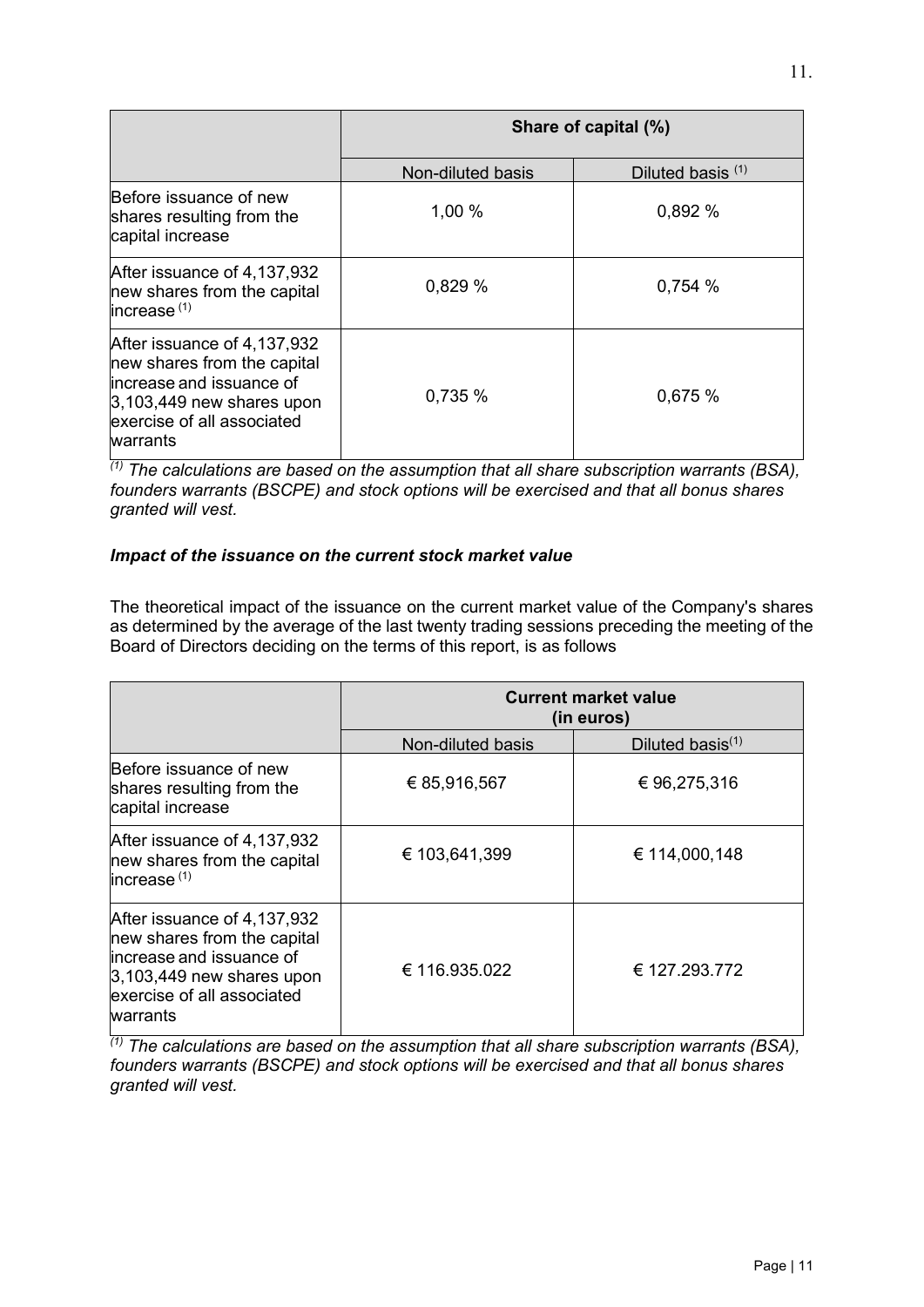| | Share of capital (%) | |
|---|---|---|
| | Non-diluted basis | Diluted basis (1) |
| Before issuance of new shares resulting from the capital increase | 1,00 % | 0,892 % |
| After issuance of 4,137,932 new shares from the capital increase (1) | 0,829 % | 0,754 % |
| After issuance of 4,137,932 new shares from the capital increase and issuance of 3,103,449 new shares upon exercise of all associated warrants | 0,735 % | 0,675 % |

*(1) The calculations are based on the assumption that all share subscription warrants (BSA), founders warrants (BSCPE) and stock options will be exercised and that all bonus shares granted will vest.*

***Impact of the issuance on the current stock market value***

The theoretical impact of the issuance on the current market value of the Company's shares as determined by the average of the last twenty trading sessions preceding the meeting of the Board of Directors deciding on the terms of this report, is as follows

| | Current market value (in euros) | |
|---|---|---|
| | Non-diluted basis | Diluted basis(1) |
| Before issuance of new shares resulting from the capital increase | € 85,916,567 | € 96,275,316 |
| After issuance of 4,137,932 new shares from the capital increase (1) | € 103,641,399 | € 114,000,148 |
| After issuance of 4,137,932 new shares from the capital increase and issuance of 3,103,449 new shares upon exercise of all associated warrants | € 116.935.022 | € 127.293.772 |

*(1) The calculations are based on the assumption that all share subscription warrants (BSA), founders warrants (BSCPE) and stock options will be exercised and that all bonus shares granted will vest.*